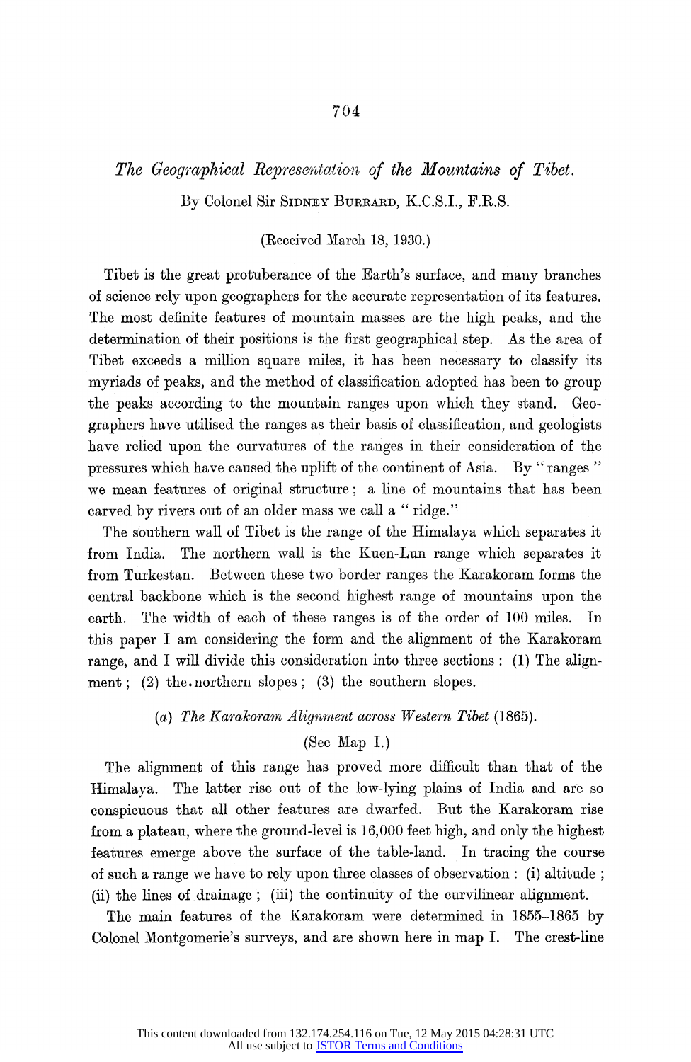# *The Geographical Representation of the Mountains of Tibet.*

By Colonel Sir Sidney Burrard, K.C.S.I., F.R.S.

(Received March 18, 1930.)

Tibet is the great protuberance of the Earth's surface, and many branches of science rely upon geographers for the accurate representation of its features. The most definite features of mountain masses are the high peaks, and the determination of their positions is the first geographical step. As the area of Tibet exceeds a million square miles, it has been necessary to classify its myriads of peaks, and the method of classification adopted has been to group the peaks according to the mountain ranges upon which they stand. Geographers have utilised the ranges as their basis of classification, and geologists have relied upon the curvatures of the ranges in their consideration of the pressures which have caused the uplift of the continent of Asia. By "ranges" we mean features of original structure; a line of mountains that has been carved by rivers out of an older mass we call a "ridge."

The southern wall of Tibet is the range of the Himalaya which separates it from India. The northern wall is the Kuen-Lun range which separates it from Turkestan. Between these two border ranges the Karakoram forms the central backbone which is the second highest range of mountains upon the earth. The width of each of these ranges is of the order of 100 miles. In this paper I am considering the form and the alignment of the Karakoram range, and I will divide this consideration into three sections: (1) The alignment; (2) the northern slopes; (3) the southern slopes.

### (*a*) *The Karakoram Alignment across Western Tibet* (1865).

(See Map I.)

The alignment of this range has proved more difficult than that of the Himalaya. The latter rise out of the low-lying plains of India and are so conspicuous that all other features are dwarfed. But the Karakoram rise from a plateau, where the ground-level is 16,000 feet high, and only the highest features emerge above the surface of the table-land. In tracing the course of such a range we have to rely upon three classes of observation: (i) altitude; (ii) the lines of drainage; (iii) the continuity of the curvilinear alignment.

The main features of the Karakoram were determined in 1855–1865 by Colonel Montgomerie's surveys, and are shown here in map I. The crest-line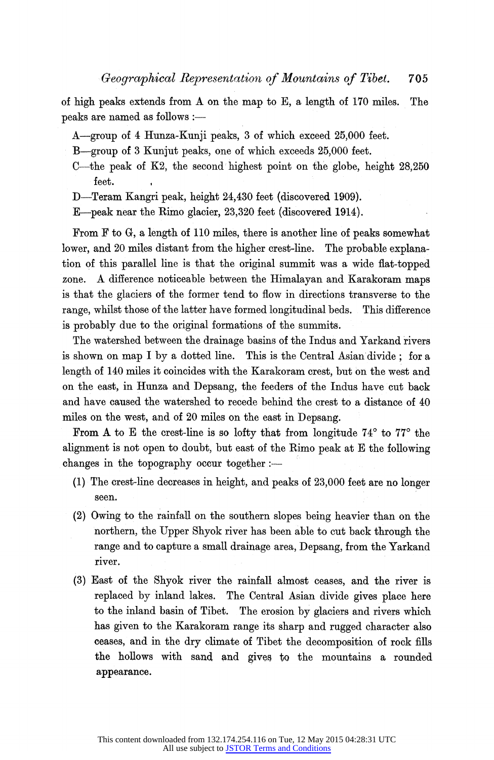of high peaks extends from A on the map to E, a length of 170 miles. The peaks are named as follows :—

A—group of 4 Hunza-Kunji peaks, 3 of which exceed 25,000 feet.

B—group of 3 Kunjut peaks, one of which exceeds 25,000 feet.

C—the peak of K2, the second highest point on the globe, height 28,250 feet.

D—Teram Kangri peak, height 24,430 feet (discovered 1909).

E—peak near the Rimo glacier, 23,320 feet (discovered 1914).

From F to G, a length of 110 miles, there is another line of peaks somewhat lower, and 20 miles distant from the higher crest-line. The probable explanation of this parallel line is that the original summit was a wide flat-topped zone. A difference noticeable between the Himalayan and Karakoram maps is that the glaciers of the former tend to flow in directions transverse to the range, whilst those of the latter have formed longitudinal beds. This difference is probably due to the original formations of the summits.

The watershed between the drainage basins of the Indus and Yarkand rivers is shown on map I by a dotted line. This is the Central Asian divide ; for a length of 140 miles it coincides with the Karakoram crest, but on the west and on the east, in Hunza and Depsang, the feeders of the Indus have cut back and have caused the watershed to recede behind the crest to a distance of 40 miles on the west, and of 20 miles on the east in Depsang.

From A to E the crest-line is so lofty that from longitude 74° to 77° the alignment is not open to doubt, but east of the Rimo peak at E the following changes in the topography occur together :—

(1) The crest-line decreases in height, and peaks of 23,000 feet are no longer seen.

(2) Owing to the rainfall on the southern slopes being heavier than on the northern, the Upper Shyok river has been able to cut back through the range and to capture a small drainage area, Depsang, from the Yarkand river.

(3) East of the Shyok river the rainfall almost ceases, and the river is replaced by inland lakes. The Central Asian divide gives place here to the inland basin of Tibet. The erosion by glaciers and rivers which has given to the Karakoram range its sharp and rugged character also ceases, and in the dry climate of Tibet the decomposition of rock fills the hollows with sand and gives to the mountains a rounded appearance.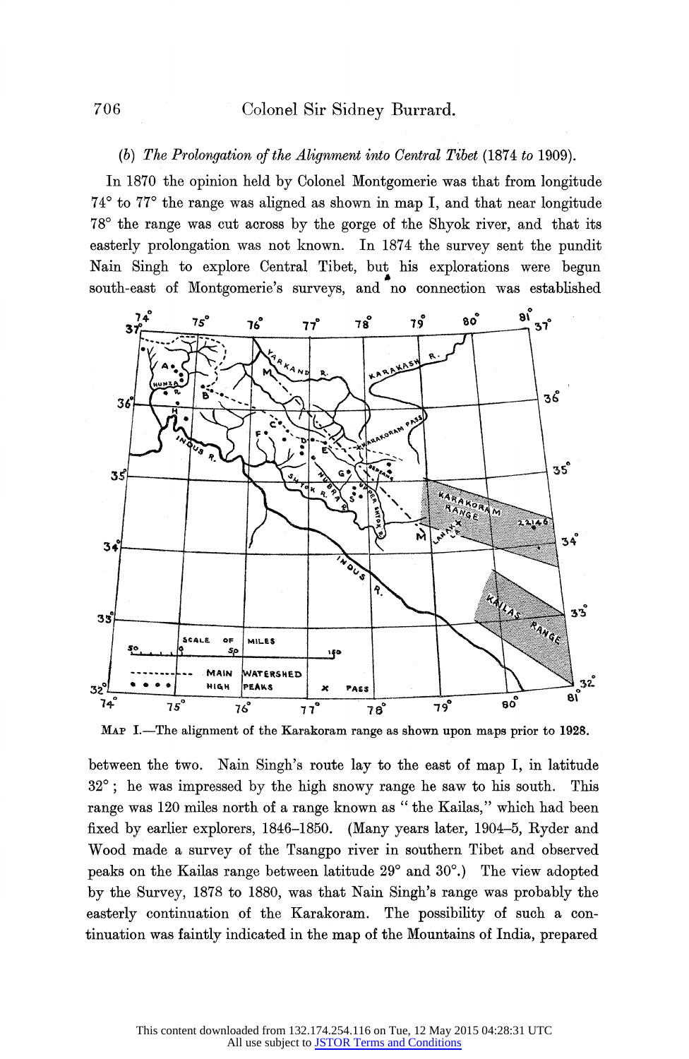*(b) The Prolongation of the Alignment into Central Tibet* (1874 *to* 1909).

In 1870 the opinion held by Colonel Montgomerie was that from longitude 74° to 77° the range was aligned as shown in map I, and that near longitude 78° the range was cut across by the gorge of the Shyok river, and that its easterly prolongation was not known. In 1874 the survey sent the pundit Nain Singh to explore Central Tibet, but his explorations were begun south-east of Montgomerie's surveys, and no connection was established

Map I.—The alignment of the Karakoram range as shown upon maps prior to 1928.

between the two. Nain Singh's route lay to the east of map I, in latitude 32°; he was impressed by the high snowy range he saw to his south. This range was 120 miles north of a range known as "the Kailas," which had been fixed by earlier explorers, 1846–1850. (Many years later, 1904–5, Ryder and Wood made a survey of the Tsangpo river in southern Tibet and observed peaks on the Kailas range between latitude 29° and 30°.) The view adopted by the Survey, 1878 to 1880, was that Nain Singh's range was probably the easterly continuation of the Karakoram. The possibility of such a continuation was faintly indicated in the map of the Mountains of India, prepared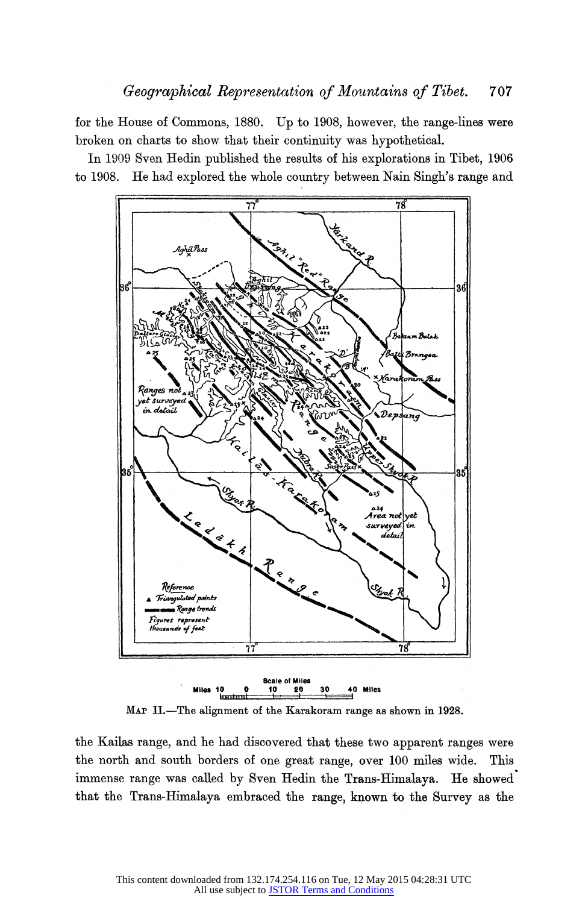for the House of Commons, 1880. Up to 1908, however, the range-lines were broken on charts to show that their continuity was hypothetical.

In 1909 Sven Hedin published the results of his explorations in Tibet, 1906 to 1908. He had explored the whole country between Nain Singh's range and

MAP II.—The alignment of the Karakoram range as shown in 1928.

the Kailas range, and he had discovered that these two apparent ranges were the north and south borders of one great range, over 100 miles wide. This immense range was called by Sven Hedin the Trans-Himalaya. He showed that the Trans-Himalaya embraced the range, known to the Survey as the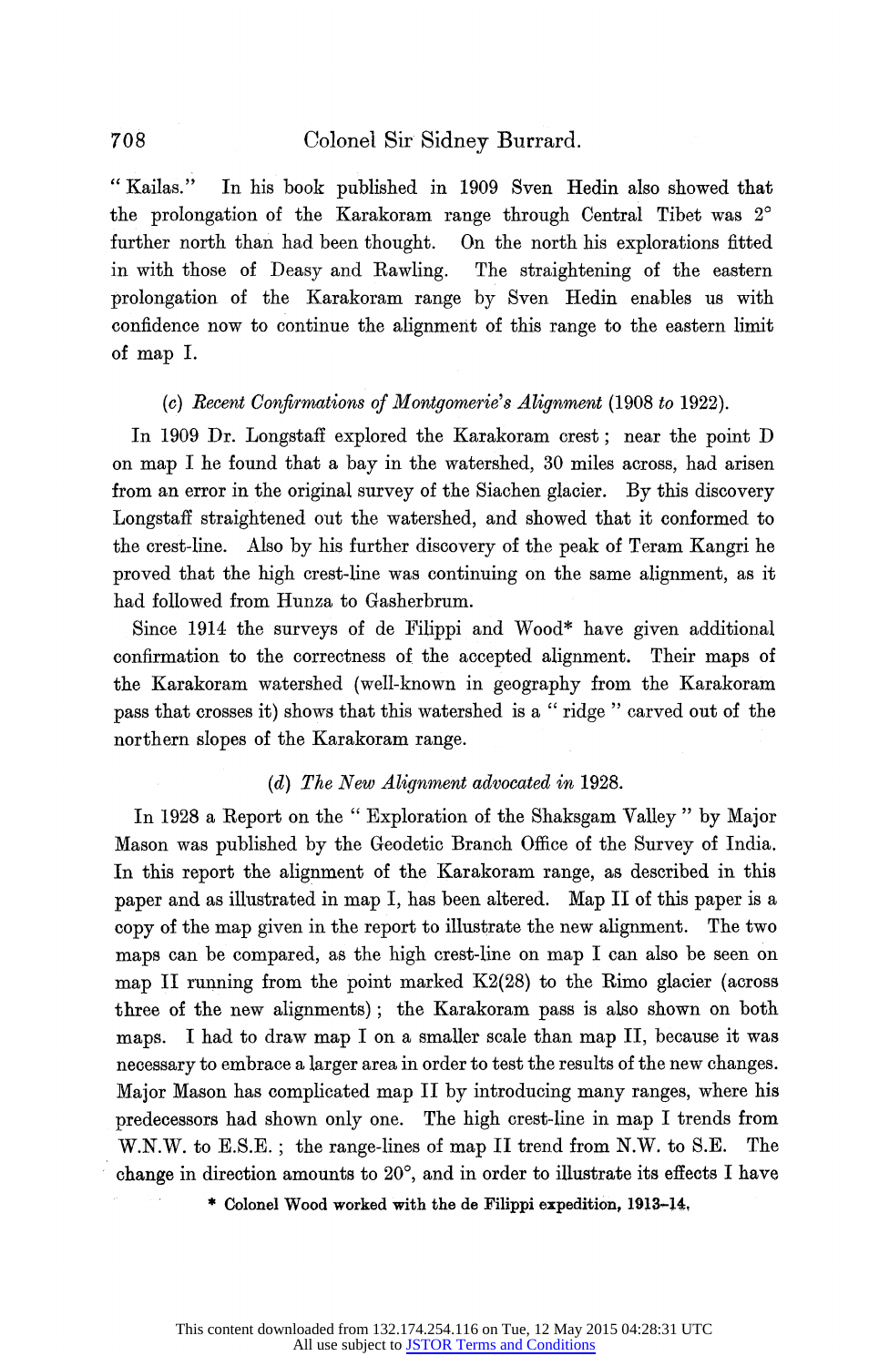"Kailas." In his book published in 1909 Sven Hedin also showed that the prolongation of the Karakoram range through Central Tibet was 2° further north than had been thought. On the north his explorations fitted in with those of Deasy and Rawling. The straightening of the eastern prolongation of the Karakoram range by Sven Hedin enables us with confidence now to continue the alignment of this range to the eastern limit of map I.

### (c) *Recent Confirmations of Montgomerie's Alignment* (1908 *to* 1922).

In 1909 Dr. Longstaff explored the Karakoram crest; near the point D on map I he found that a bay in the watershed, 30 miles across, had arisen from an error in the original survey of the Siachen glacier. By this discovery Longstaff straightened out the watershed, and showed that it conformed to the crest-line. Also by his further discovery of the peak of Teram Kangri he proved that the high crest-line was continuing on the same alignment, as it had followed from Hunza to Gasherbrum.

Since 1914 the surveys of de Filippi and Wood* have given additional confirmation to the correctness of the accepted alignment. Their maps of the Karakoram watershed (well-known in geography from the Karakoram pass that crosses it) shows that this watershed is a "ridge" carved out of the northern slopes of the Karakoram range.

### (d) *The New Alignment advocated in* 1928.

In 1928 a Report on the "Exploration of the Shaksgam Valley" by Major Mason was published by the Geodetic Branch Office of the Survey of India. In this report the alignment of the Karakoram range, as described in this paper and as illustrated in map I, has been altered. Map II of this paper is a copy of the map given in the report to illustrate the new alignment. The two maps can be compared, as the high crest-line on map I can also be seen on map II running from the point marked K2(28) to the Rimo glacier (across three of the new alignments); the Karakoram pass is also shown on both maps. I had to draw map I on a smaller scale than map II, because it was necessary to embrace a larger area in order to test the results of the new changes. Major Mason has complicated map II by introducing many ranges, where his predecessors had shown only one. The high crest-line in map I trends from W.N.W. to E.S.E.; the range-lines of map II trend from N.W. to S.E. The change in direction amounts to 20°, and in order to illustrate its effects I have

\* Colonel Wood worked with the de Filippi expedition, 1913–14.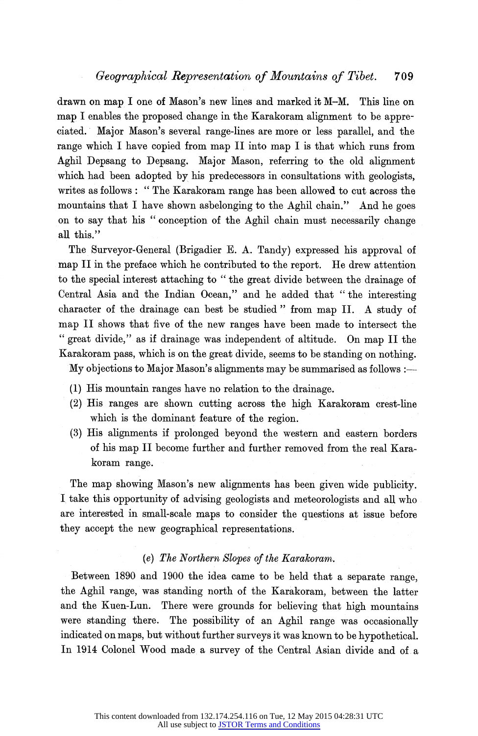drawn on map I one of Mason's new lines and marked it M–M. This line on map I enables the proposed change in the Karakoram alignment to be appreciated. Major Mason's several range-lines are more or less parallel, and the range which I have copied from map II into map I is that which runs from Aghil Depsang to Depsang. Major Mason, referring to the old alignment which had been adopted by his predecessors in consultations with geologists, writes as follows: "The Karakoram range has been allowed to cut across the mountains that I have shown asbelonging to the Aghil chain." And he goes on to say that his "conception of the Aghil chain must necessarily change all this."

The Surveyor-General (Brigadier E. A. Tandy) expressed his approval of map II in the preface which he contributed to the report. He drew attention to the special interest attaching to "the great divide between the drainage of Central Asia and the Indian Ocean," and he added that "the interesting character of the drainage can best be studied" from map II. A study of map II shows that five of the new ranges have been made to intersect the "great divide," as if drainage was independent of altitude. On map II the Karakoram pass, which is on the great divide, seems to be standing on nothing.

My objections to Major Mason's alignments may be summarised as follows:—

(1) His mountain ranges have no relation to the drainage.
(2) His ranges are shown cutting across the high Karakoram crest-line which is the dominant feature of the region.
(3) His alignments if prolonged beyond the western and eastern borders of his map II become further and further removed from the real Karakoram range.

The map showing Mason's new alignments has been given wide publicity. I take this opportunity of advising geologists and meteorologists and all who are interested in small-scale maps to consider the questions at issue before they accept the new geographical representations.

### (e) *The Northern Slopes of the Karakoram.*

Between 1890 and 1900 the idea came to be held that a separate range, the Aghil range, was standing north of the Karakoram, between the latter and the Kuen-Lun. There were grounds for believing that high mountains were standing there. The possibility of an Aghil range was occasionally indicated on maps, but without further surveys it was known to be hypothetical. In 1914 Colonel Wood made a survey of the Central Asian divide and of a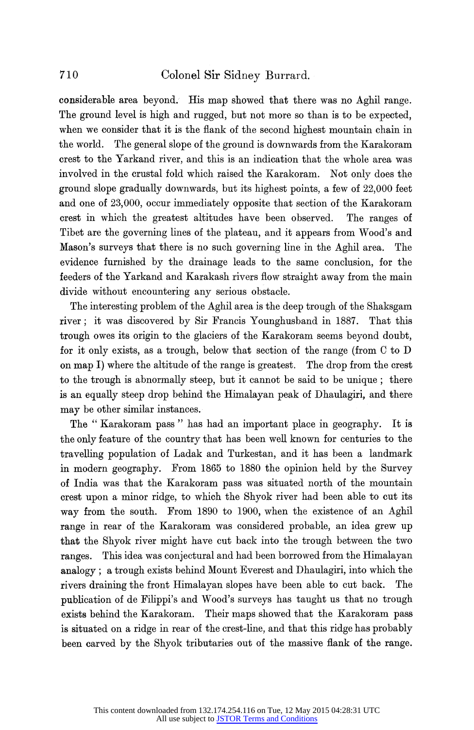considerable area beyond. His map showed that there was no Aghil range. The ground level is high and rugged, but not more so than is to be expected, when we consider that it is the flank of the second highest mountain chain in the world. The general slope of the ground is downwards from the Karakoram crest to the Yarkand river, and this is an indication that the whole area was involved in the crustal fold which raised the Karakoram. Not only does the ground slope gradually downwards, but its highest points, a few of 22,000 feet and one of 23,000, occur immediately opposite that section of the Karakoram crest in which the greatest altitudes have been observed. The ranges of Tibet are the governing lines of the plateau, and it appears from Wood's and Mason's surveys that there is no such governing line in the Aghil area. The evidence furnished by the drainage leads to the same conclusion, for the feeders of the Yarkand and Karakash rivers flow straight away from the main divide without encountering any serious obstacle.

The interesting problem of the Aghil area is the deep trough of the Shaksgam river; it was discovered by Sir Francis Younghusband in 1887. That this trough owes its origin to the glaciers of the Karakoram seems beyond doubt, for it only exists, as a trough, below that section of the range (from C to D on map I) where the altitude of the range is greatest. The drop from the crest to the trough is abnormally steep, but it cannot be said to be unique; there is an equally steep drop behind the Himalayan peak of Dhaulagiri, and there may be other similar instances.

The "Karakoram pass" has had an important place in geography. It is the only feature of the country that has been well known for centuries to the travelling population of Ladak and Turkestan, and it has been a landmark in modern geography. From 1865 to 1880 the opinion held by the Survey of India was that the Karakoram pass was situated north of the mountain crest upon a minor ridge, to which the Shyok river had been able to cut its way from the south. From 1890 to 1900, when the existence of an Aghil range in rear of the Karakoram was considered probable, an idea grew up that the Shyok river might have cut back into the trough between the two ranges. This idea was conjectural and had been borrowed from the Himalayan analogy; a trough exists behind Mount Everest and Dhaulagiri, into which the rivers draining the front Himalayan slopes have been able to cut back. The publication of de Filippi's and Wood's surveys has taught us that no trough exists behind the Karakoram. Their maps showed that the Karakoram pass is situated on a ridge in rear of the crest-line, and that this ridge has probably been carved by the Shyok tributaries out of the massive flank of the range.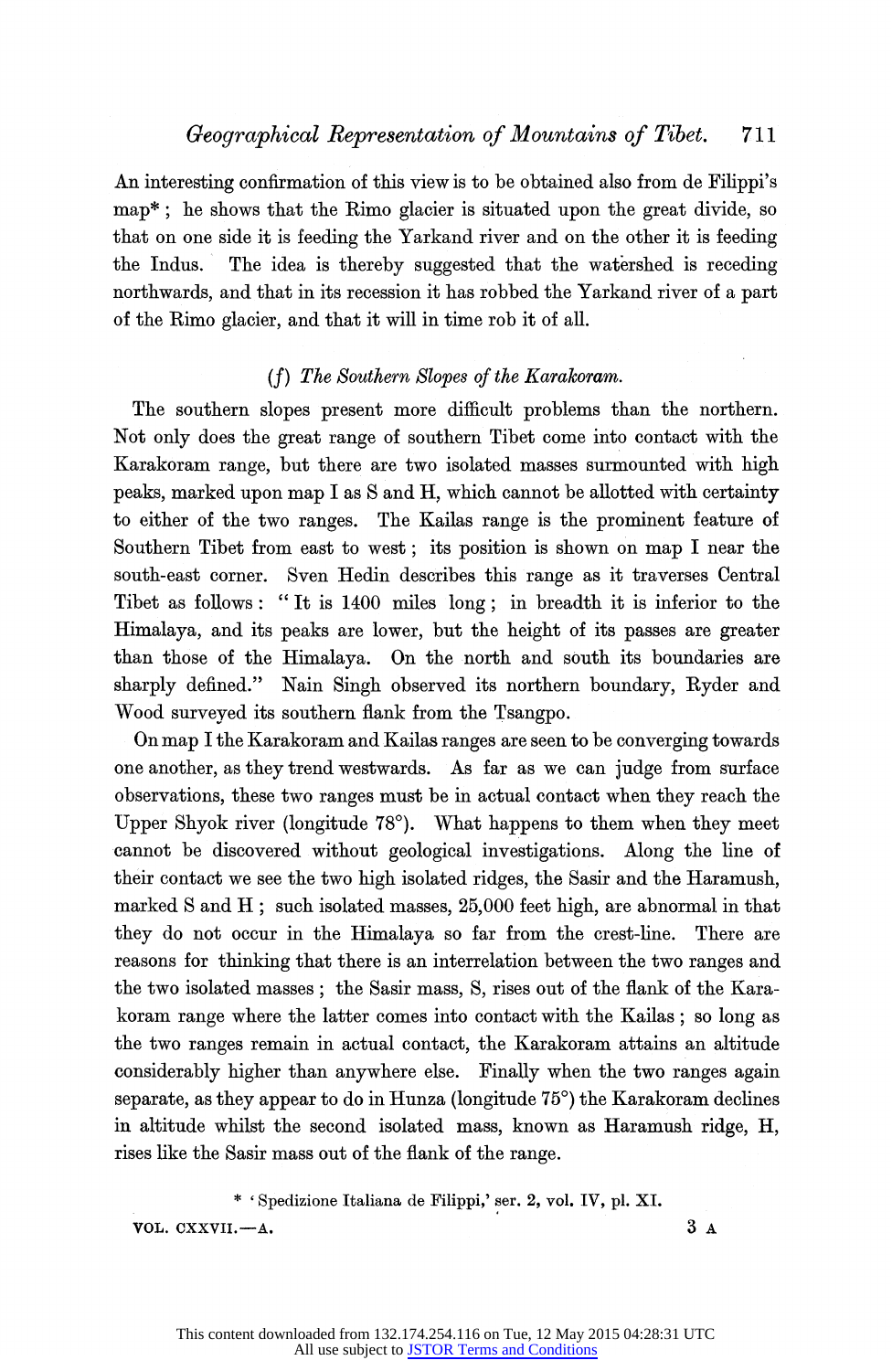An interesting confirmation of this view is to be obtained also from de Filippi's map*; he shows that the Rimo glacier is situated upon the great divide, so that on one side it is feeding the Yarkand river and on the other it is feeding the Indus. The idea is thereby suggested that the watershed is receding northwards, and that in its recession it has robbed the Yarkand river of a part of the Rimo glacier, and that it will in time rob it of all.

### (*f*) *The Southern Slopes of the Karakoram.*

The southern slopes present more difficult problems than the northern. Not only does the great range of southern Tibet come into contact with the Karakoram range, but there are two isolated masses surmounted with high peaks, marked upon map I as S and H, which cannot be allotted with certainty to either of the two ranges. The Kailas range is the prominent feature of Southern Tibet from east to west; its position is shown on map I near the south-east corner. Sven Hedin describes this range as it traverses Central Tibet as follows: "It is 1400 miles long; in breadth it is inferior to the Himalaya, and its peaks are lower, but the height of its passes are greater than those of the Himalaya. On the north and south its boundaries are sharply defined." Nain Singh observed its northern boundary, Ryder and Wood surveyed its southern flank from the Tsangpo.

On map I the Karakoram and Kailas ranges are seen to be converging towards one another, as they trend westwards. As far as we can judge from surface observations, these two ranges must be in actual contact when they reach the Upper Shyok river (longitude 78°). What happens to them when they meet cannot be discovered without geological investigations. Along the line of their contact we see the two high isolated ridges, the Sasir and the Haramush, marked S and H; such isolated masses, 25,000 feet high, are abnormal in that they do not occur in the Himalaya so far from the crest-line. There are reasons for thinking that there is an interrelation between the two ranges and the two isolated masses; the Sasir mass, S, rises out of the flank of the Karakoram range where the latter comes into contact with the Kailas; so long as the two ranges remain in actual contact, the Karakoram attains an altitude considerably higher than anywhere else. Finally when the two ranges again separate, as they appear to do in Hunza (longitude 75°) the Karakoram declines in altitude whilst the second isolated mass, known as Haramush ridge, H, rises like the Sasir mass out of the flank of the range.

\* 'Spedizione Italiana de Filippi,' ser. 2, vol. IV, pl. XI.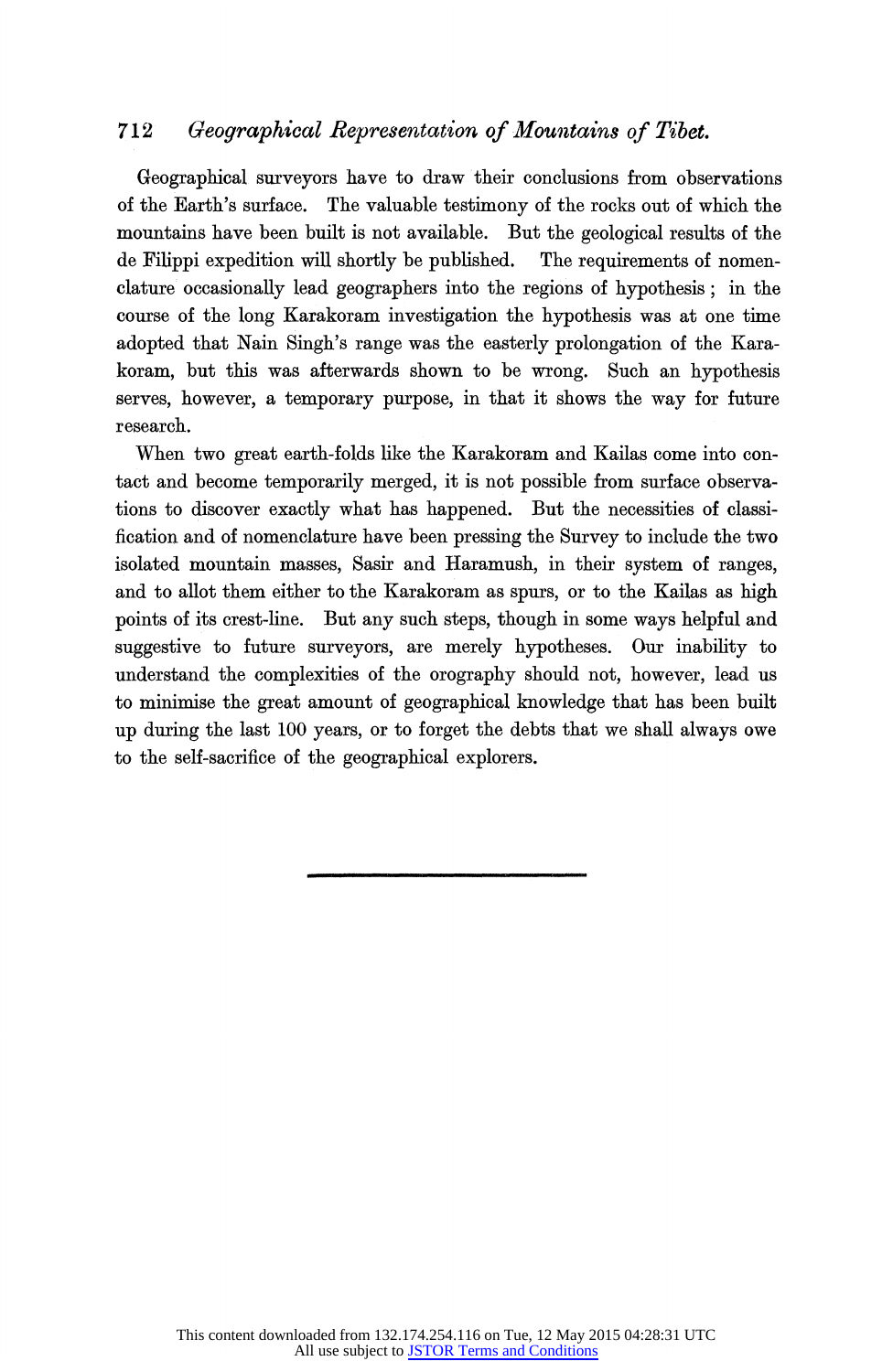Geographical surveyors have to draw their conclusions from observations of the Earth's surface. The valuable testimony of the rocks out of which the mountains have been built is not available. But the geological results of the de Filippi expedition will shortly be published. The requirements of nomenclature occasionally lead geographers into the regions of hypothesis; in the course of the long Karakoram investigation the hypothesis was at one time adopted that Nain Singh's range was the easterly prolongation of the Karakoram, but this was afterwards shown to be wrong. Such an hypothesis serves, however, a temporary purpose, in that it shows the way for future research.

When two great earth-folds like the Karakoram and Kailas come into contact and become temporarily merged, it is not possible from surface observations to discover exactly what has happened. But the necessities of classification and of nomenclature have been pressing the Survey to include the two isolated mountain masses, Sasir and Haramush, in their system of ranges, and to allot them either to the Karakoram as spurs, or to the Kailas as high points of its crest-line. But any such steps, though in some ways helpful and suggestive to future surveyors, are merely hypotheses. Our inability to understand the complexities of the orography should not, however, lead us to minimise the great amount of geographical knowledge that has been built up during the last 100 years, or to forget the debts that we shall always owe to the self-sacrifice of the geographical explorers.